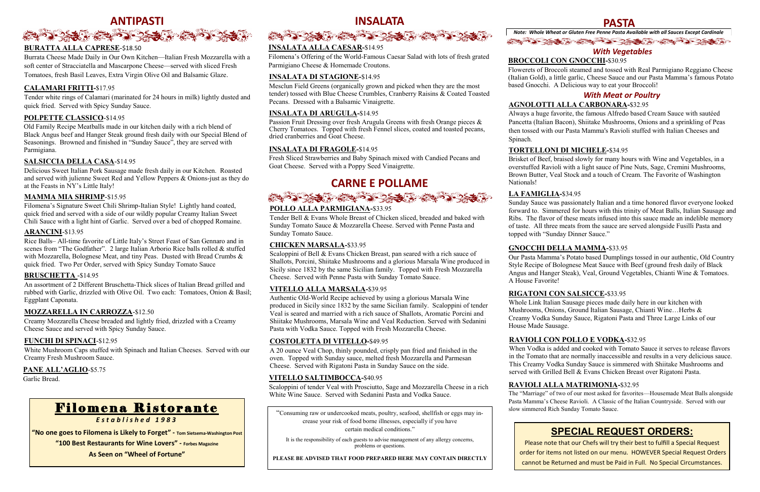# ANTIPASTI

**BURATTA ALLA CAPRESE**-$18.50

Burrata Cheese Made Daily in Our Own Kitchen—Italian Fresh Mozzarella with a soft center of Stracciatella and Mascarpone Cheese—served with sliced Fresh Tomatoes, fresh Basil Leaves, Extra Virgin Olive Oil and Balsamic Glaze.

**CALAMARI FRITTI**-$17.95

Tender white rings of Calamari (marinated for 24 hours in milk) lightly dusted and quick fried. Served with Spicy Sunday Sauce.

**POLPETTE CLASSICO**-$14.95

Old Family Recipe Meatballs made in our kitchen daily with a rich blend of Black Angus beef and Hanger Steak ground fresh daily with our Special Blend of Seasonings. Browned and finished in "Sunday Sauce", they are served with Parmigiana.

**SALSICCIA DELLA CASA**-$14.95

Delicious Sweet Italian Pork Sausage made fresh daily in our Kitchen. Roasted and served with julienne Sweet Red and Yellow Peppers & Onions-just as they do at the Feasts in NY's Little Italy!

**MAMMA MIA SHRIMP**-$15.95

Filomena's Signature Sweet Chili Shrimp-Italian Style! Lightly hand coated, quick fried and served with a side of our wildly popular Creamy Italian Sweet Chili Sauce with a light hint of Garlic. Served over a bed of chopped Romaine.

**ARANCINI**-$13.95

Rice Balls– All-time favorite of Little Italy's Street Feast of San Gennaro and in scenes from "The Godfather". 2 large Italian Arborio Rice balls rolled & stuffed with Mozzarella, Bolognese Meat, and tiny Peas. Dusted with Bread Crumbs & quick fried. Two Per Order, served with Spicy Sunday Tomato Sauce

**BRUSCHETTA** -$14.95

An assortment of 2 Different Bruschetta-Thick slices of Italian Bread grilled and rubbed with Garlic, drizzled with Olive Oil. Two each: Tomatoes, Onion & Basil; Eggplant Caponata.

**MOZZARELLA IN CARROZZA**-$12.50

Creamy Mozzarella Cheese breaded and lightly fried, drizzled with a Creamy Cheese Sauce and served with Spicy Sunday Sauce.

**FUNCHI DI SPINACI**-$12.95

White Mushroom Caps stuffed with Spinach and Italian Cheeses. Served with our Creamy Fresh Mushroom Sauce.

**PANE ALL'AGLIO**-$5.75

Garlic Bread.

## Filomena Ristorante

*Established 1983*

**"No one goes to Filomena is Likely to Forget" - Tom Sietsema-Washington Post**

**"100 Best Restaurants for Wine Lovers" - Forbes Magazine**

**As Seen on "Wheel of Fortune"**

# INSALATA

**INSALATA ALLA CAESAR**-$14.95

Filomena's Offering of the World-Famous Caesar Salad with lots of fresh grated Parmigiano Cheese & Homemade Croutons.

**INSALATA DI STAGIONE**-$14.95

Mesclun Field Greens (organically grown and picked when they are the most tender) tossed with Blue Cheese Crumbles, Cranberry Raisins & Coated Toasted Pecans. Dressed with a Balsamic Vinaigrette.

**INSALATA DI ARUGULA**-$14.95

Passion Fruit Dressing over fresh Arugula Greens with fresh Orange pieces & Cherry Tomatoes. Topped with fresh Fennel slices, coated and toasted pecans, dried cranberries and Goat Cheese.

**INSALATA DI FRAGOLE**-$14.95

Fresh Sliced Strawberries and Baby Spinach mixed with Candied Pecans and Goat Cheese. Served with a Poppy Seed Vinaigrette.

# CARNE E POLLAME

**POLLO ALLA PARMIGIANA**-$33.95

Tender Bell & Evans Whole Breast of Chicken sliced, breaded and baked with Sunday Tomato Sauce & Mozzarella Cheese. Served with Penne Pasta and Sunday Tomato Sauce.

**CHICKEN MARSALA**-$33.95

Scaloppini of Bell & Evans Chicken Breast, pan seared with a rich sauce of Shallots, Porcini, Shiitake Mushrooms and a glorious Marsala Wine produced in Sicily since 1832 by the same Sicilian family. Topped with Fresh Mozzarella Cheese. Served with Penne Pasta with Sunday Tomato Sauce.

**VITELLO ALLA MARSALA**-$39.95

Authentic Old-World Recipe achieved by using a glorious Marsala Wine produced in Sicily since 1832 by the same Sicilian family. Scaloppini of tender Veal is seared and married with a rich sauce of Shallots, Aromatic Porcini and Shiitake Mushrooms, Marsala Wine and Veal Reduction. Served with Sedanini Pasta with Vodka Sauce. Topped with Fresh Mozzarella Cheese.

**COSTOLETTA DI VITELLO**-$49.95

A 20 ounce Veal Chop, thinly pounded, crisply pan fried and finished in the oven. Topped with Sunday sauce, melted fresh Mozzarella and Parmesan Cheese. Served with Rigatoni Pasta in Sunday Sauce on the side.

**VITELLO SALTIMBOCCA**-$40.95

Scaloppini of tender Veal with Prosciutto, Sage and Mozzarella Cheese in a rich White Wine Sauce. Served with Sedanini Pasta and Vodka Sauce.

"Consuming raw or undercooked meats, poultry, seafood, shellfish or eggs may increase your risk of food borne illnesses, especially if you have certain medical conditions."

It is the responsibility of each guests to advise management of any allergy concerns, problems or questions.

**PLEASE BE ADVISED THAT FOOD PREPARED HERE MAY CONTAIN DIRECTLY**

# PASTA

*Note: Whole Wheat or Gluten Free Penne Pasta Available with all Sauces Except Cardinale*

### *With Vegetables*

**BROCCOLI CON GNOCCHI**-$30.95

Flowerets of Broccoli steamed and tossed with Real Parmigiano Reggiano Cheese (Italian Gold), a little garlic, Cheese Sauce and our Pasta Mamma's famous Potato based Gnocchi. A Delicious way to eat your Broccoli!

### *With Meat or Poultry*

**AGNOLOTTI ALLA CARBONARA**-$32.95

Always a huge favorite, the famous Alfredo based Cream Sauce with sautéed Pancetta (Italian Bacon), Shiitake Mushrooms, Onions and a sprinkling of Peas then tossed with our Pasta Mamma's Ravioli stuffed with Italian Cheeses and Spinach.

**TORTELLONI DI MICHELE**-$34.95

Brisket of Beef, braised slowly for many hours with Wine and Vegetables, in a overstuffed Ravioli with a light sauce of Pine Nuts, Sage, Cremini Mushrooms, Brown Butter, Veal Stock and a touch of Cream. The Favorite of Washington Nationals!

**LA FAMIGLIA**-$34.95

Sunday Sauce was passionately Italian and a time honored flavor everyone looked forward to. Simmered for hours with this trinity of Meat Balls, Italian Sausage and Ribs. The flavor of these meats infused into this sauce made an indelible memory of taste. All three meats from the sauce are served alongside Fusilli Pasta and topped with "Sunday Dinner Sauce."

**GNOCCHI DELLA MAMMA**-$33.95

Our Pasta Mamma's Potato based Dumplings tossed in our authentic, Old Country Style Recipe of Bolognese Meat Sauce with Beef (ground fresh daily of Black Angus and Hanger Steak), Veal, Ground Vegetables, Chianti Wine & Tomatoes. A House Favorite!

**RIGATONI CON SALSICCE**-$33.95

Whole Link Italian Sausage pieces made daily here in our kitchen with Mushrooms, Onions, Ground Italian Sausage, Chianti Wine…Herbs & Creamy Vodka Sunday Sauce, Rigatoni Pasta and Three Large Links of our House Made Sausage.

**RAVIOLI CON POLLO E VODKA**-$32.95

When Vodka is added and cooked with Tomato Sauce it serves to release flavors in the Tomato that are normally inaccessible and results in a very delicious sauce. This Creamy Vodka Sunday Sauce is simmered with Shiitake Mushrooms and served with Grilled Bell & Evans Chicken Breast over Rigatoni Pasta.

**RAVIOLI ALLA MATRIMONIA**-$32.95

The "Marriage" of two of our most asked for favorites—Housemade Meat Balls alongside Pasta Mamma's Cheese Ravioli. A Classic of the Italian Countryside. Served with our slow simmered Rich Sunday Tomato Sauce.

## SPECIAL REQUEST ORDERS:

Please note that our Chefs will try their best to fulfill a Special Request order for items not listed on our menu. HOWEVER Special Request Orders cannot be Returned and must be Paid in Full. No Special Circumstances.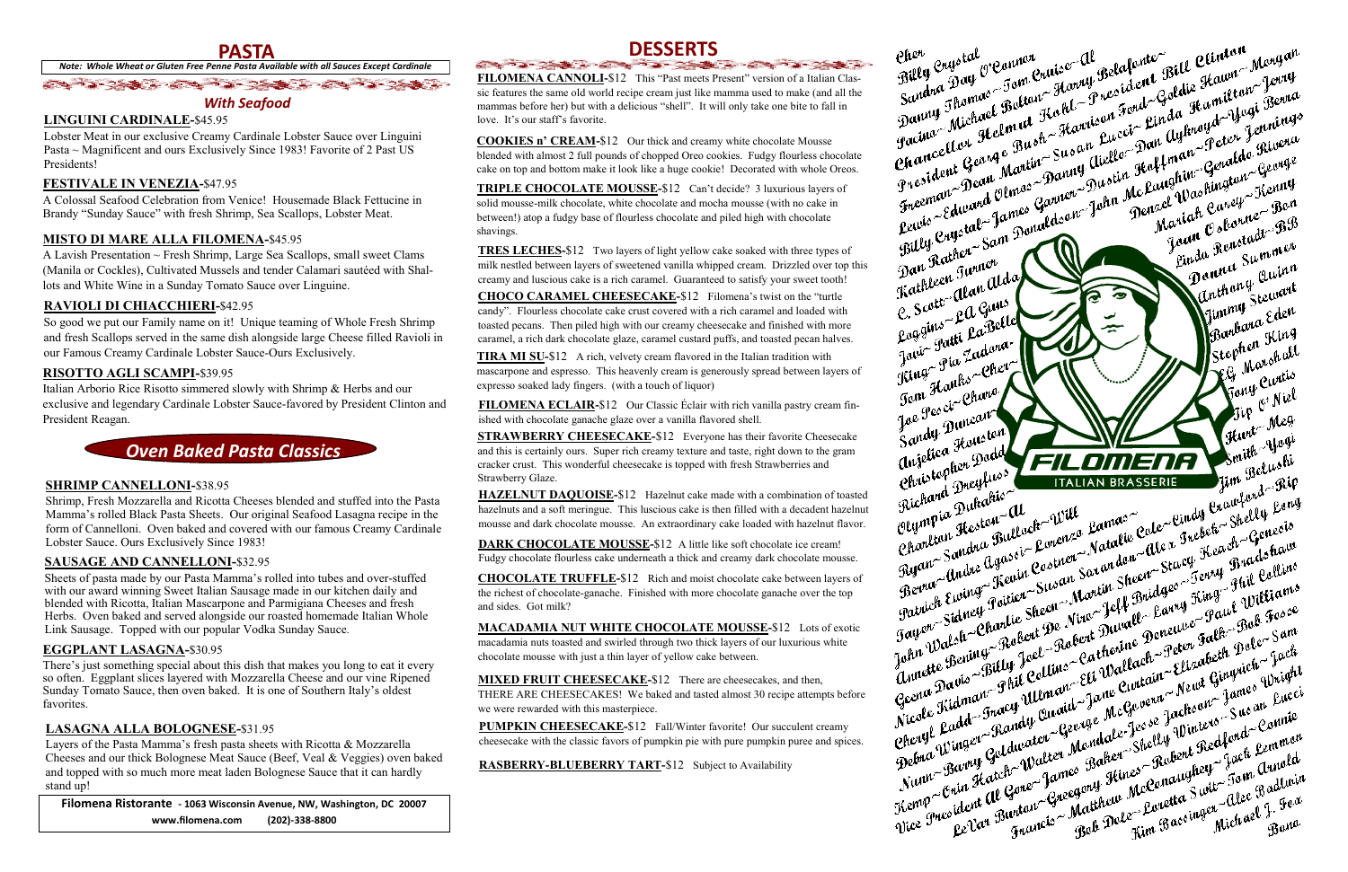# PASTA

*Note: Whole Wheat or Gluten Free Penne Pasta Available with all Sauces Except Cardinale*

## *With Seafood*

### LINGUINI CARDINALE-$45.95

Lobster Meat in our exclusive Creamy Cardinale Lobster Sauce over Linguini Pasta ~ Magnificent and ours Exclusively Since 1983! Favorite of 2 Past US Presidents!

### FESTIVALE IN VENEZIA-$47.95

A Colossal Seafood Celebration from Venice! Housemade Black Fettucine in Brandy "Sunday Sauce" with fresh Shrimp, Sea Scallops, Lobster Meat.

### MISTO DI MARE ALLA FILOMENA-$45.95

A Lavish Presentation ~ Fresh Shrimp, Large Sea Scallops, small sweet Clams (Manila or Cockles), Cultivated Mussels and tender Calamari sautéed with Shallots and White Wine in a Sunday Tomato Sauce over Linguine.

### RAVIOLI DI CHIACCHIERI-$42.95

So good we put our Family name on it! Unique teaming of Whole Fresh Shrimp and fresh Scallops served in the same dish alongside large Cheese filled Ravioli in our Famous Creamy Cardinale Lobster Sauce-Ours Exclusively.

### RISOTTO AGLI SCAMPI-$39.95

Italian Arborio Rice Risotto simmered slowly with Shrimp & Herbs and our exclusive and legendary Cardinale Lobster Sauce-favored by President Clinton and President Reagan.

## *Oven Baked Pasta Classics*

### SHRIMP CANNELLONI-$38.95

Shrimp, Fresh Mozzarella and Ricotta Cheeses blended and stuffed into the Pasta Mamma's rolled Black Pasta Sheets. Our original Seafood Lasagna recipe in the form of Cannelloni. Oven baked and covered with our famous Creamy Cardinale Lobster Sauce. Ours Exclusively Since 1983!

### SAUSAGE AND CANNELLONI-$32.95

Sheets of pasta made by our Pasta Mamma's rolled into tubes and over-stuffed with our award winning Sweet Italian Sausage made in our kitchen daily and blended with Ricotta, Italian Mascarpone and Parmigiana Cheeses and fresh Herbs. Oven baked and served alongside our roasted homemade Italian Whole Link Sausage. Topped with our popular Vodka Sunday Sauce.

### EGGPLANT LASAGNA-$30.95

There's just something special about this dish that makes you long to eat it every so often. Eggplant slices layered with Mozzarella Cheese and our vine Ripened Sunday Tomato Sauce, then oven baked. It is one of Southern Italy's oldest favorites.

### LASAGNA ALLA BOLOGNESE-$31.95

Layers of the Pasta Mamma's fresh pasta sheets with Ricotta & Mozzarella Cheeses and our thick Bolognese Meat Sauce (Beef, Veal & Veggies) oven baked and topped with so much more meat laden Bolognese Sauce that it can hardly stand up!

**Filomena Ristorante - 1063 Wisconsin Avenue, NW, Washington, DC 20007**
**www.filomena.com (202)-338-8800**

# DESSERTS

**FILOMENA CANNOLI-**$12 This "Past meets Present" version of a Italian Classic features the same old world recipe cream just like mamma used to make (and all the mammas before her) but with a delicious "shell". It will only take one bite to fall in love. It's our staff's favorite.

**COOKIES n' CREAM-**$12 Our thick and creamy white chocolate Mousse blended with almost 2 full pounds of chopped Oreo cookies. Fudgy flourless chocolate cake on top and bottom make it look like a huge cookie! Decorated with whole Oreos.

**TRIPLE CHOCOLATE MOUSSE-**$12 Can't decide? 3 luxurious layers of solid mousse-milk chocolate, white chocolate and mocha mousse (with no cake in between!) atop a fudgy base of flourless chocolate and piled high with chocolate shavings.

**TRES LECHES-**$12 Two layers of light yellow cake soaked with three types of milk nestled between layers of sweetened vanilla whipped cream. Drizzled over top this creamy and luscious cake is a rich caramel. Guaranteed to satisfy your sweet tooth!

**CHOCO CARAMEL CHEESECAKE-**$12 Filomena's twist on the "turtle candy". Flourless chocolate cake crust covered with a rich caramel and loaded with toasted pecans. Then piled high with our creamy cheesecake and finished with more caramel, a rich dark chocolate glaze, caramel custard puffs, and toasted pecan halves.

**TIRA MI SU-**$12 A rich, velvety cream flavored in the Italian tradition with mascarpone and espresso. This heavenly cream is generously spread between layers of expresso soaked lady fingers. (with a touch of liquor)

**FILOMENA ECLAIR-**$12 Our Classic Éclair with rich vanilla pastry cream finished with chocolate ganache glaze over a vanilla flavored shell.

**STRAWBERRY CHEESECAKE-**$12 Everyone has their favorite Cheesecake and this is certainly ours. Super rich creamy texture and taste, right down to the gram cracker crust. This wonderful cheesecake is topped with fresh Strawberries and Strawberry Glaze.

**HAZELNUT DAQUOISE-**$12 Hazelnut cake made with a combination of toasted hazelnuts and a soft meringue. This luscious cake is then filled with a decadent hazelnut mousse and dark chocolate mousse. An extraordinary cake loaded with hazelnut flavor.

**DARK CHOCOLATE MOUSSE-**$12 A little like soft chocolate ice cream! Fudgy chocolate flourless cake underneath a thick and creamy dark chocolate mousse.

**CHOCOLATE TRUFFLE-**$12 Rich and moist chocolate cake between layers of the richest of chocolate-ganache. Finished with more chocolate ganache over the top and sides. Got milk?

**MACADAMIA NUT WHITE CHOCOLATE MOUSSE-**$12 Lots of exotic macadamia nuts toasted and swirled through two thick layers of our luxurious white chocolate mousse with just a thin layer of yellow cake between.

**MIXED FRUIT CHEESECAKE-**$12 There are cheesecakes, and then, THERE ARE CHEESECAKES! We baked and tasted almost 30 recipe attempts before we were rewarded with this masterpiece.

**PUMPKIN CHEESECAKE-**$12 Fall/Winter favorite! Our succulent creamy cheesecake with the classic favors of pumpkin pie with pure pumpkin puree and spices.

**RASBERRY-BLUEBERRY TART-**$12 Subject to Availability

FILOMENA
ITALIAN BRASSERIE

Cher
Billy Crystal
Sandra Day O'Connor
Danny Thomas~Tom Cruise~Al
Jacina~Michael Bolton~Harry Belafonte~
Chancellor Helmut Kohl~President Bill Clinton
President George Bush~Harrison Ford~Goldie Hawn~Meryan
Freeman~Dean Martin~Susan Lucci~Linda Hamilton~Jerry
Lewis~Edward Olmos~Danny Aiello~Dan Aykroyd~Yogi Berra
Billy Crystal~James Garner~Dustin Hoffman~Peter Jennings
Dan Rather~Sam Donaldson~John McLaughlin~Geraldo Rivera
Kathleen Turner
Denzel Washington~George
C. Scott~Alan Alda
Mariah Carey~Kenny
Loggins~LA Guns
Joan Osborne~Bon
Jovi~Patti LaBelle
Linda Ronstadt~BB
King~Pia Zadora~
Donna Summer
Tom Hanks~Cher~
Anthony Quinn
Joe Pesci~Charo
Jimmy Stewart
Sandy Duncan~
Barbara Eden
Anjelica Houston
Stephen King
Christopher Dodd
EG Marshall
Richard Dreyfuss
Tony Curtis
Olympia Dukakis~
Tip O'Niel
Charlton Heston~Al
Hurt~Meg
Ryan~Sandra Bullock~Will
Smith~Yogi
Berra~Andre Agassi~Lorenzo Lamas~
Jim Belushi
Patrick Ewing~Kevin Costner~Natalie Cole~Cindy Crawford~Rip
Tayor~Sidney Poitier~Susan Sarandon~Alex Trebek~Shelly Long
John Walsh~Charlie Sheen~Martin Sheen~Stacy Keach~Genesis
Annette Bening~Robert De Niro~Jeff Bridges~Terry Bradshaw
Geena Davis~Billy Joel~Robert Duvall~Larry King~Phil Collins
Nicole Kidman~Phil Collins~Catherine Deneuve~Paul Williams
Cheryl Ladd~Tracy Ullman~Eli Wallach~Peter Falk~Bob Fosse
Debra Winger~Randy Quaid~Jane Curtain~Elizabeth Dole~Sam
Nunn~Barry Goldwater~George McGovern~Newt Gingrich~Jack
Kemp~Erin Hatch~Walter Mondale~Jesse Jackson~James Wright
Vice President Al Gore~James Baker~Shelly Winters~Susan Lucci
LeVar Burton~Gregory Hines~Robert Redford~Connie
Francis~Matthew McConaughey~Jack Lemmon
Bob Dole~Loretta Swit~Tom Arnold
Kim Basinger~Alec Baldwin
Michael J. Fox
Bono